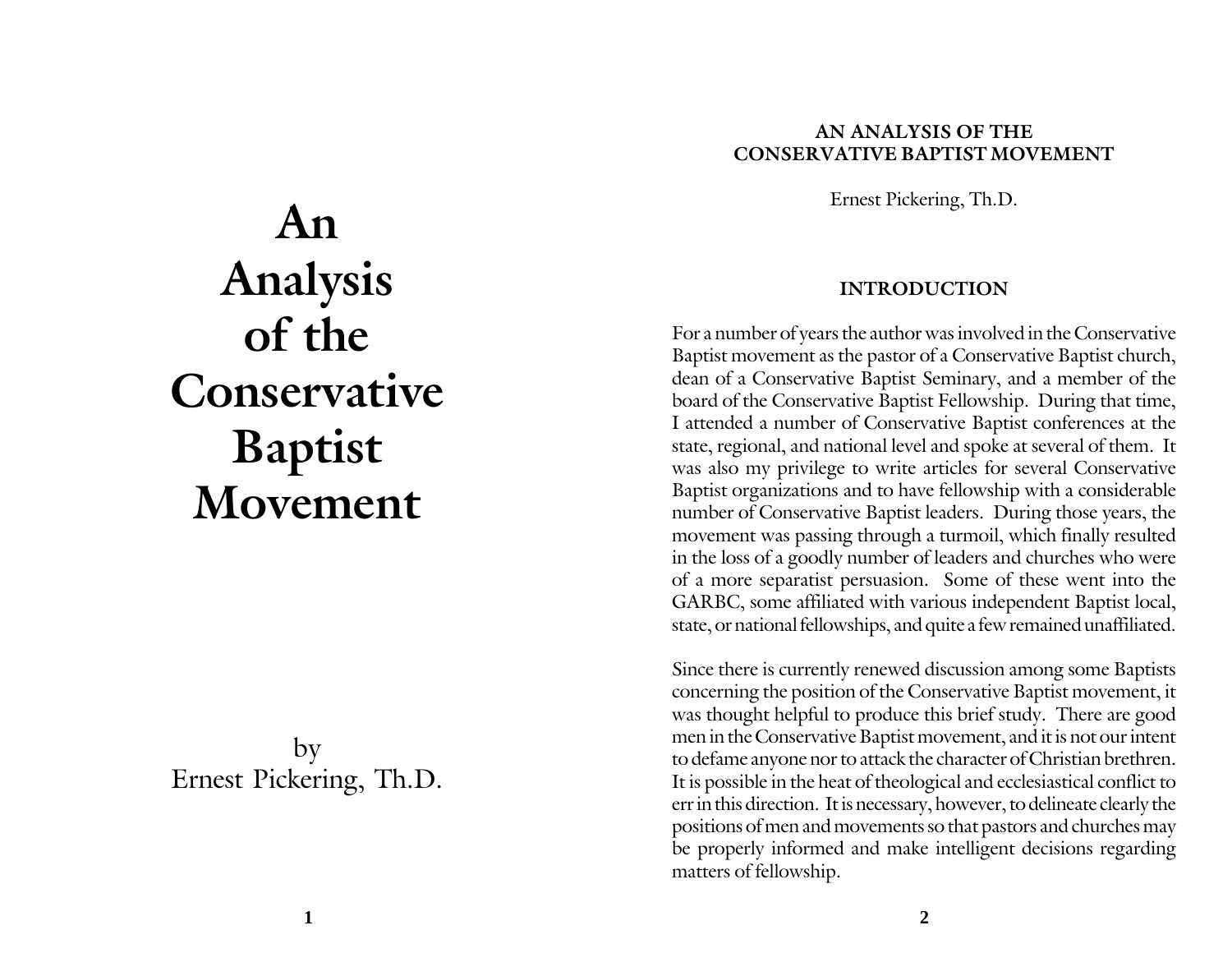# An Analysis of the Conservative Baptist Movement

by
Ernest Pickering, Th.D.

## AN ANALYSIS OF THE CONSERVATIVE BAPTIST MOVEMENT

Ernest Pickering, Th.D.

### INTRODUCTION

For a number of years the author was involved in the Conservative Baptist movement as the pastor of a Conservative Baptist church, dean of a Conservative Baptist Seminary, and a member of the board of the Conservative Baptist Fellowship. During that time, I attended a number of Conservative Baptist conferences at the state, regional, and national level and spoke at several of them. It was also my privilege to write articles for several Conservative Baptist organizations and to have fellowship with a considerable number of Conservative Baptist leaders. During those years, the movement was passing through a turmoil, which finally resulted in the loss of a goodly number of leaders and churches who were of a more separatist persuasion. Some of these went into the GARBC, some affiliated with various independent Baptist local, state, or national fellowships, and quite a few remained unaffiliated.

Since there is currently renewed discussion among some Baptists concerning the position of the Conservative Baptist movement, it was thought helpful to produce this brief study. There are good men in the Conservative Baptist movement, and it is not our intent to defame anyone nor to attack the character of Christian brethren. It is possible in the heat of theological and ecclesiastical conflict to err in this direction. It is necessary, however, to delineate clearly the positions of men and movements so that pastors and churches may be properly informed and make intelligent decisions regarding matters of fellowship.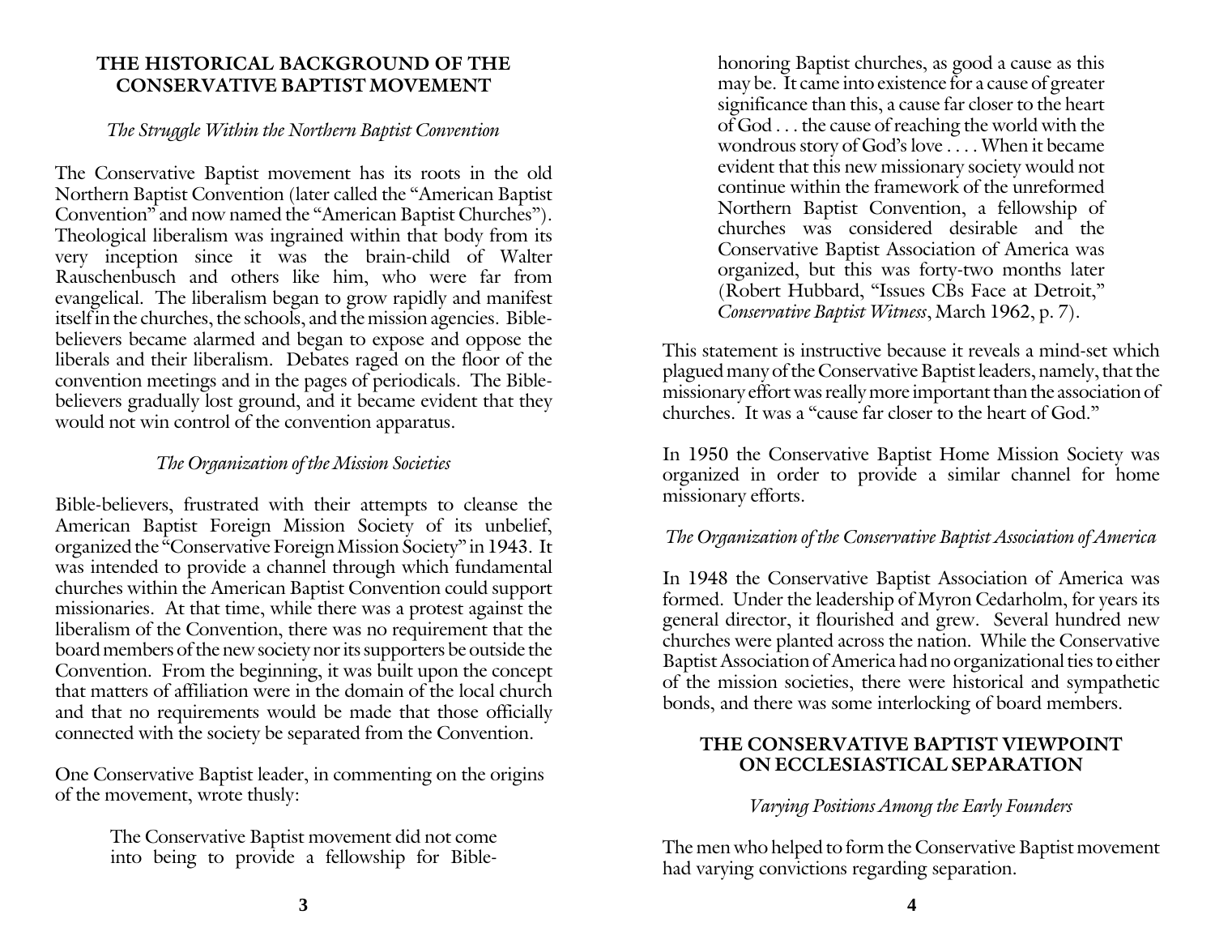## THE HISTORICAL BACKGROUND OF THE CONSERVATIVE BAPTIST MOVEMENT

### *The Struggle Within the Northern Baptist Convention*

The Conservative Baptist movement has its roots in the old Northern Baptist Convention (later called the "American Baptist Convention" and now named the "American Baptist Churches"). Theological liberalism was ingrained within that body from its very inception since it was the brain-child of Walter Rauschenbusch and others like him, who were far from evangelical. The liberalism began to grow rapidly and manifest itself in the churches, the schools, and the mission agencies. Bible-believers became alarmed and began to expose and oppose the liberals and their liberalism. Debates raged on the floor of the convention meetings and in the pages of periodicals. The Bible-believers gradually lost ground, and it became evident that they would not win control of the convention apparatus.

### *The Organization of the Mission Societies*

Bible-believers, frustrated with their attempts to cleanse the American Baptist Foreign Mission Society of its unbelief, organized the "Conservative Foreign Mission Society" in 1943. It was intended to provide a channel through which fundamental churches within the American Baptist Convention could support missionaries. At that time, while there was a protest against the liberalism of the Convention, there was no requirement that the board members of the new society nor its supporters be outside the Convention. From the beginning, it was built upon the concept that matters of affiliation were in the domain of the local church and that no requirements would be made that those officially connected with the society be separated from the Convention.

One Conservative Baptist leader, in commenting on the origins of the movement, wrote thusly:

> The Conservative Baptist movement did not come into being to provide a fellowship for Bible-honoring Baptist churches, as good a cause as this may be. It came into existence for a cause of greater significance than this, a cause far closer to the heart of God . . . the cause of reaching the world with the wondrous story of God's love . . . . When it became evident that this new missionary society would not continue within the framework of the unreformed Northern Baptist Convention, a fellowship of churches was considered desirable and the Conservative Baptist Association of America was organized, but this was forty-two months later (Robert Hubbard, "Issues CBs Face at Detroit," *Conservative Baptist Witness*, March 1962, p. 7).

This statement is instructive because it reveals a mind-set which plagued many of the Conservative Baptist leaders, namely, that the missionary effort was really more important than the association of churches. It was a "cause far closer to the heart of God."

In 1950 the Conservative Baptist Home Mission Society was organized in order to provide a similar channel for home missionary efforts.

### *The Organization of the Conservative Baptist Association of America*

In 1948 the Conservative Baptist Association of America was formed. Under the leadership of Myron Cedarholm, for years its general director, it flourished and grew. Several hundred new churches were planted across the nation. While the Conservative Baptist Association of America had no organizational ties to either of the mission societies, there were historical and sympathetic bonds, and there was some interlocking of board members.

## THE CONSERVATIVE BAPTIST VIEWPOINT ON ECCLESIASTICAL SEPARATION

### *Varying Positions Among the Early Founders*

The men who helped to form the Conservative Baptist movement had varying convictions regarding separation.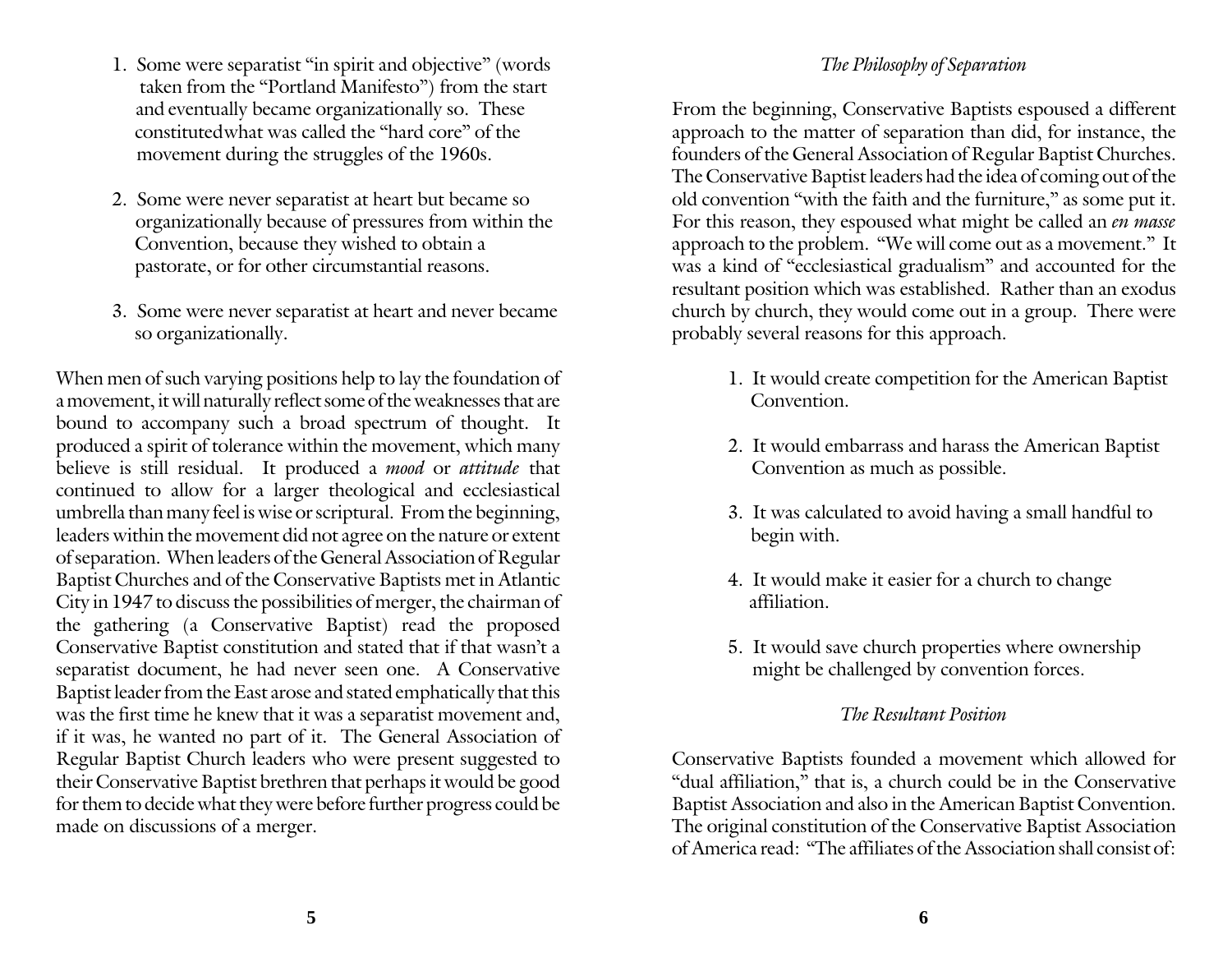1. Some were separatist "in spirit and objective" (words taken from the "Portland Manifesto") from the start and eventually became organizationally so. These constitutedwhat was called the "hard core" of the movement during the struggles of the 1960s.

2. Some were never separatist at heart but became so organizationally because of pressures from within the Convention, because they wished to obtain a pastorate, or for other circumstantial reasons.

3. Some were never separatist at heart and never became so organizationally.

When men of such varying positions help to lay the foundation of a movement, it will naturally reflect some of the weaknesses that are bound to accompany such a broad spectrum of thought. It produced a spirit of tolerance within the movement, which many believe is still residual. It produced a *mood* or *attitude* that continued to allow for a larger theological and ecclesiastical umbrella than many feel is wise or scriptural. From the beginning, leaders within the movement did not agree on the nature or extent of separation. When leaders of the General Association of Regular Baptist Churches and of the Conservative Baptists met in Atlantic City in 1947 to discuss the possibilities of merger, the chairman of the gathering (a Conservative Baptist) read the proposed Conservative Baptist constitution and stated that if that wasn't a separatist document, he had never seen one. A Conservative Baptist leader from the East arose and stated emphatically that this was the first time he knew that it was a separatist movement and, if it was, he wanted no part of it. The General Association of Regular Baptist Church leaders who were present suggested to their Conservative Baptist brethren that perhaps it would be good for them to decide what they were before further progress could be made on discussions of a merger.

### *The Philosophy of Separation*

From the beginning, Conservative Baptists espoused a different approach to the matter of separation than did, for instance, the founders of the General Association of Regular Baptist Churches. The Conservative Baptist leaders had the idea of coming out of the old convention "with the faith and the furniture," as some put it. For this reason, they espoused what might be called an *en masse* approach to the problem. "We will come out as a movement." It was a kind of "ecclesiastical gradualism" and accounted for the resultant position which was established. Rather than an exodus church by church, they would come out in a group. There were probably several reasons for this approach.

1. It would create competition for the American Baptist Convention.

2. It would embarrass and harass the American Baptist Convention as much as possible.

3. It was calculated to avoid having a small handful to begin with.

4. It would make it easier for a church to change affiliation.

5. It would save church properties where ownership might be challenged by convention forces.

### *The Resultant Position*

Conservative Baptists founded a movement which allowed for "dual affiliation," that is, a church could be in the Conservative Baptist Association and also in the American Baptist Convention. The original constitution of the Conservative Baptist Association of America read: "The affiliates of the Association shall consist of: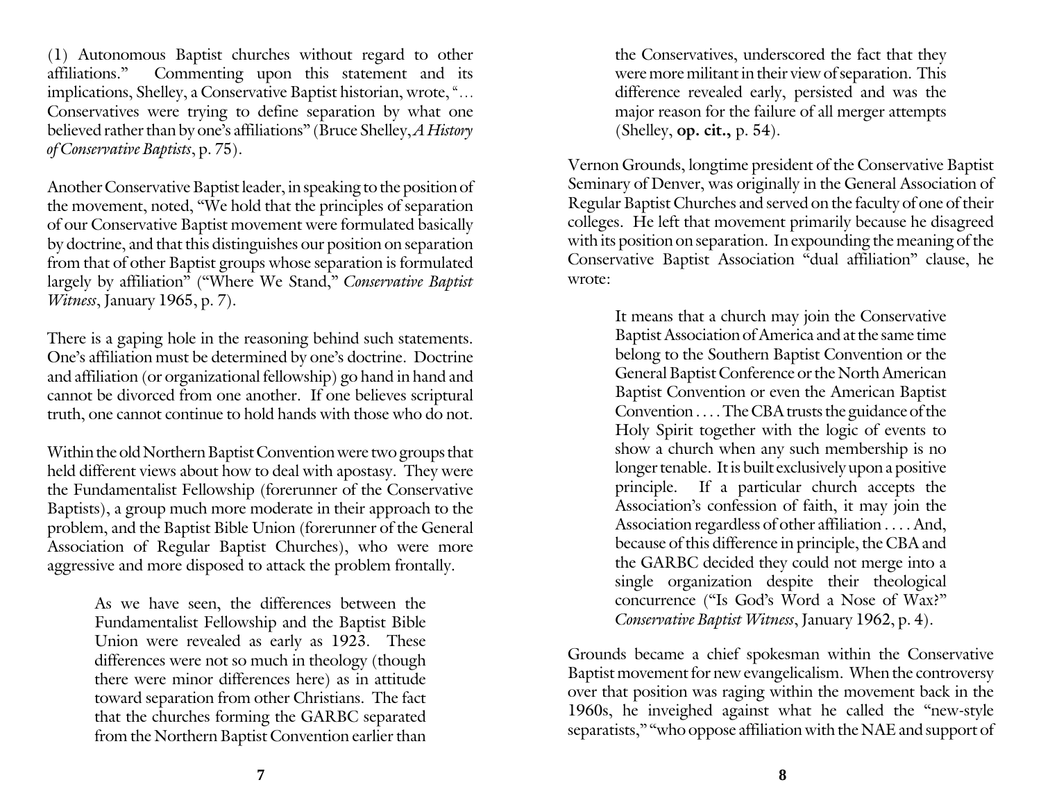(1) Autonomous Baptist churches without regard to other affiliations." Commenting upon this statement and its implications, Shelley, a Conservative Baptist historian, wrote, "… Conservatives were trying to define separation by what one believed rather than by one's affiliations" (Bruce Shelley, *A History of Conservative Baptists*, p. 75).

Another Conservative Baptist leader, in speaking to the position of the movement, noted, "We hold that the principles of separation of our Conservative Baptist movement were formulated basically by doctrine, and that this distinguishes our position on separation from that of other Baptist groups whose separation is formulated largely by affiliation" ("Where We Stand," *Conservative Baptist Witness*, January 1965, p. 7).

There is a gaping hole in the reasoning behind such statements. One's affiliation must be determined by one's doctrine. Doctrine and affiliation (or organizational fellowship) go hand in hand and cannot be divorced from one another. If one believes scriptural truth, one cannot continue to hold hands with those who do not.

Within the old Northern Baptist Convention were two groups that held different views about how to deal with apostasy. They were the Fundamentalist Fellowship (forerunner of the Conservative Baptists), a group much more moderate in their approach to the problem, and the Baptist Bible Union (forerunner of the General Association of Regular Baptist Churches), who were more aggressive and more disposed to attack the problem frontally.

> As we have seen, the differences between the Fundamentalist Fellowship and the Baptist Bible Union were revealed as early as 1923. These differences were not so much in theology (though there were minor differences here) as in attitude toward separation from other Christians. The fact that the churches forming the GARBC separated from the Northern Baptist Convention earlier than the Conservatives, underscored the fact that they were more militant in their view of separation. This difference revealed early, persisted and was the major reason for the failure of all merger attempts (Shelley, **op. cit.,** p. 54).

Vernon Grounds, longtime president of the Conservative Baptist Seminary of Denver, was originally in the General Association of Regular Baptist Churches and served on the faculty of one of their colleges. He left that movement primarily because he disagreed with its position on separation. In expounding the meaning of the Conservative Baptist Association "dual affiliation" clause, he wrote:

> It means that a church may join the Conservative Baptist Association of America and at the same time belong to the Southern Baptist Convention or the General Baptist Conference or the North American Baptist Convention or even the American Baptist Convention . . . . The CBA trusts the guidance of the Holy Spirit together with the logic of events to show a church when any such membership is no longer tenable. It is built exclusively upon a positive principle. If a particular church accepts the Association's confession of faith, it may join the Association regardless of other affiliation . . . . And, because of this difference in principle, the CBA and the GARBC decided they could not merge into a single organization despite their theological concurrence ("Is God's Word a Nose of Wax?" *Conservative Baptist Witness*, January 1962, p. 4).

Grounds became a chief spokesman within the Conservative Baptist movement for new evangelicalism. When the controversy over that position was raging within the movement back in the 1960s, he inveighed against what he called the "new-style separatists," "who oppose affiliation with the NAE and support of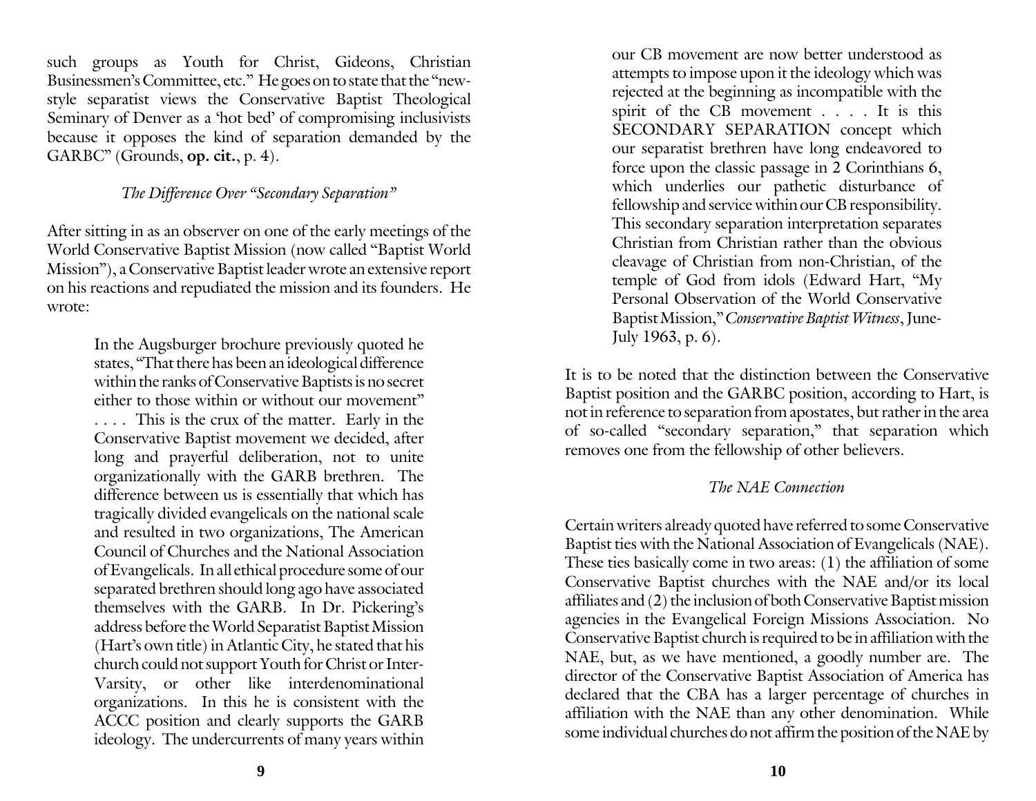such groups as Youth for Christ, Gideons, Christian Businessmen's Committee, etc." He goes on to state that the "new-style separatist views the Conservative Baptist Theological Seminary of Denver as a 'hot bed' of compromising inclusivists because it opposes the kind of separation demanded by the GARBC" (Grounds, **op. cit.**, p. 4).

### *The Difference Over "Secondary Separation"*

After sitting in as an observer on one of the early meetings of the World Conservative Baptist Mission (now called "Baptist World Mission"), a Conservative Baptist leader wrote an extensive report on his reactions and repudiated the mission and its founders. He wrote:

> In the Augsburger brochure previously quoted he states, "That there has been an ideological difference within the ranks of Conservative Baptists is no secret either to those within or without our movement" . . . . This is the crux of the matter. Early in the Conservative Baptist movement we decided, after long and prayerful deliberation, not to unite organizationally with the GARB brethren. The difference between us is essentially that which has tragically divided evangelicals on the national scale and resulted in two organizations, The American Council of Churches and the National Association of Evangelicals. In all ethical procedure some of our separated brethren should long ago have associated themselves with the GARB. In Dr. Pickering's address before the World Separatist Baptist Mission (Hart's own title) in Atlantic City, he stated that his church could not support Youth for Christ or Inter-Varsity, or other like interdenominational organizations. In this he is consistent with the ACCC position and clearly supports the GARB ideology. The undercurrents of many years within our CB movement are now better understood as attempts to impose upon it the ideology which was rejected at the beginning as incompatible with the spirit of the CB movement . . . . It is this SECONDARY SEPARATION concept which our separatist brethren have long endeavored to force upon the classic passage in 2 Corinthians 6, which underlies our pathetic disturbance of fellowship and service within our CB responsibility. This secondary separation interpretation separates Christian from Christian rather than the obvious cleavage of Christian from non-Christian, of the temple of God from idols (Edward Hart, "My Personal Observation of the World Conservative Baptist Mission," *Conservative Baptist Witness*, June-July 1963, p. 6).

It is to be noted that the distinction between the Conservative Baptist position and the GARBC position, according to Hart, is not in reference to separation from apostates, but rather in the area of so-called "secondary separation," that separation which removes one from the fellowship of other believers.

### *The NAE Connection*

Certain writers already quoted have referred to some Conservative Baptist ties with the National Association of Evangelicals (NAE). These ties basically come in two areas: (1) the affiliation of some Conservative Baptist churches with the NAE and/or its local affiliates and (2) the inclusion of both Conservative Baptist mission agencies in the Evangelical Foreign Missions Association. No Conservative Baptist church is required to be in affiliation with the NAE, but, as we have mentioned, a goodly number are. The director of the Conservative Baptist Association of America has declared that the CBA has a larger percentage of churches in affiliation with the NAE than any other denomination. While some individual churches do not affirm the position of the NAE by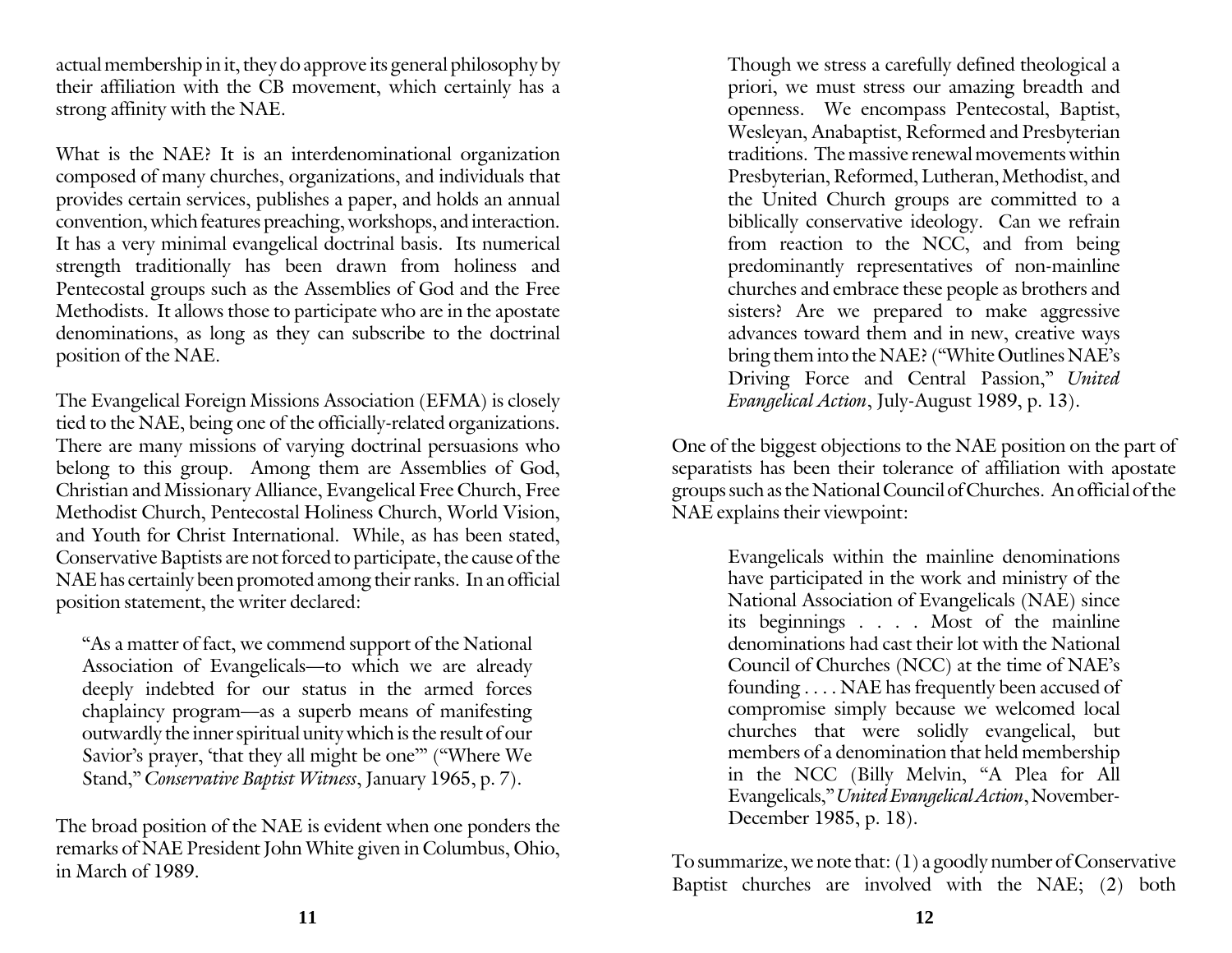actual membership in it, they do approve its general philosophy by their affiliation with the CB movement, which certainly has a strong affinity with the NAE.

What is the NAE? It is an interdenominational organization composed of many churches, organizations, and individuals that provides certain services, publishes a paper, and holds an annual convention, which features preaching, workshops, and interaction. It has a very minimal evangelical doctrinal basis. Its numerical strength traditionally has been drawn from holiness and Pentecostal groups such as the Assemblies of God and the Free Methodists. It allows those to participate who are in the apostate denominations, as long as they can subscribe to the doctrinal position of the NAE.

The Evangelical Foreign Missions Association (EFMA) is closely tied to the NAE, being one of the officially-related organizations. There are many missions of varying doctrinal persuasions who belong to this group. Among them are Assemblies of God, Christian and Missionary Alliance, Evangelical Free Church, Free Methodist Church, Pentecostal Holiness Church, World Vision, and Youth for Christ International. While, as has been stated, Conservative Baptists are not forced to participate, the cause of the NAE has certainly been promoted among their ranks. In an official position statement, the writer declared:

> "As a matter of fact, we commend support of the National Association of Evangelicals—to which we are already deeply indebted for our status in the armed forces chaplaincy program—as a superb means of manifesting outwardly the inner spiritual unity which is the result of our Savior's prayer, 'that they all might be one'" ("Where We Stand," *Conservative Baptist Witness*, January 1965, p. 7).

The broad position of the NAE is evident when one ponders the remarks of NAE President John White given in Columbus, Ohio, in March of 1989.

> Though we stress a carefully defined theological a priori, we must stress our amazing breadth and openness. We encompass Pentecostal, Baptist, Wesleyan, Anabaptist, Reformed and Presbyterian traditions. The massive renewal movements within Presbyterian, Reformed, Lutheran, Methodist, and the United Church groups are committed to a biblically conservative ideology. Can we refrain from reaction to the NCC, and from being predominantly representatives of non-mainline churches and embrace these people as brothers and sisters? Are we prepared to make aggressive advances toward them and in new, creative ways bring them into the NAE? ("White Outlines NAE's Driving Force and Central Passion," *United Evangelical Action*, July-August 1989, p. 13).

One of the biggest objections to the NAE position on the part of separatists has been their tolerance of affiliation with apostate groups such as the National Council of Churches. An official of the NAE explains their viewpoint:

> Evangelicals within the mainline denominations have participated in the work and ministry of the National Association of Evangelicals (NAE) since its beginnings . . . . Most of the mainline denominations had cast their lot with the National Council of Churches (NCC) at the time of NAE's founding . . . . NAE has frequently been accused of compromise simply because we welcomed local churches that were solidly evangelical, but members of a denomination that held membership in the NCC (Billy Melvin, "A Plea for All Evangelicals," *United Evangelical Action*, November-December 1985, p. 18).

To summarize, we note that: (1) a goodly number of Conservative Baptist churches are involved with the NAE; (2) both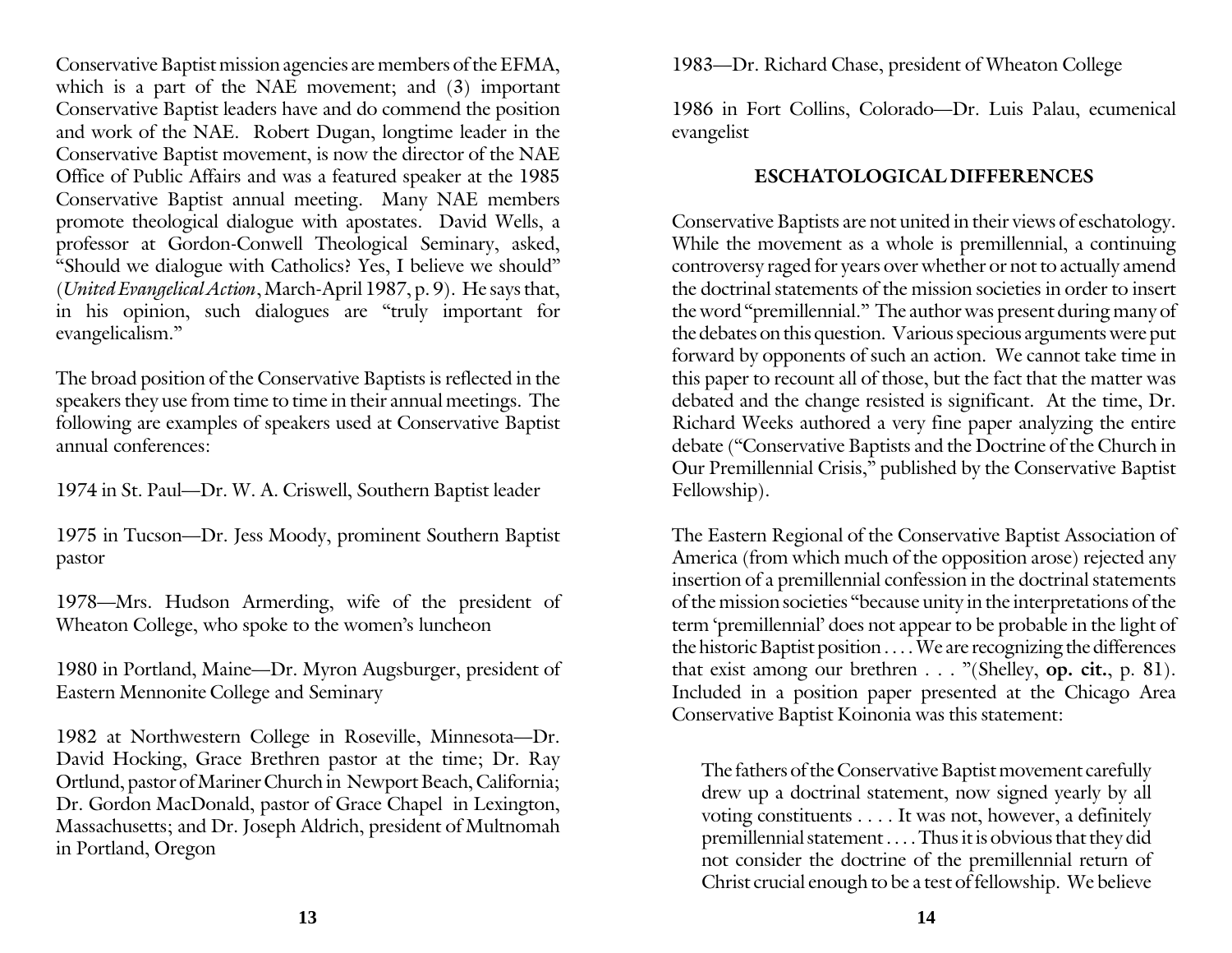Conservative Baptist mission agencies are members of the EFMA, which is a part of the NAE movement; and (3) important Conservative Baptist leaders have and do commend the position and work of the NAE. Robert Dugan, longtime leader in the Conservative Baptist movement, is now the director of the NAE Office of Public Affairs and was a featured speaker at the 1985 Conservative Baptist annual meeting. Many NAE members promote theological dialogue with apostates. David Wells, a professor at Gordon-Conwell Theological Seminary, asked, "Should we dialogue with Catholics? Yes, I believe we should" (*United Evangelical Action*, March-April 1987, p. 9). He says that, in his opinion, such dialogues are "truly important for evangelicalism."

The broad position of the Conservative Baptists is reflected in the speakers they use from time to time in their annual meetings. The following are examples of speakers used at Conservative Baptist annual conferences:

1974 in St. Paul—Dr. W. A. Criswell, Southern Baptist leader

1975 in Tucson—Dr. Jess Moody, prominent Southern Baptist pastor

1978—Mrs. Hudson Armerding, wife of the president of Wheaton College, who spoke to the women's luncheon

1980 in Portland, Maine—Dr. Myron Augsburger, president of Eastern Mennonite College and Seminary

1982 at Northwestern College in Roseville, Minnesota—Dr. David Hocking, Grace Brethren pastor at the time; Dr. Ray Ortlund, pastor of Mariner Church in Newport Beach, California; Dr. Gordon MacDonald, pastor of Grace Chapel in Lexington, Massachusetts; and Dr. Joseph Aldrich, president of Multnomah in Portland, Oregon

1983—Dr. Richard Chase, president of Wheaton College

1986 in Fort Collins, Colorado—Dr. Luis Palau, ecumenical evangelist

## ESCHATOLOGICAL DIFFERENCES

Conservative Baptists are not united in their views of eschatology. While the movement as a whole is premillennial, a continuing controversy raged for years over whether or not to actually amend the doctrinal statements of the mission societies in order to insert the word "premillennial." The author was present during many of the debates on this question. Various specious arguments were put forward by opponents of such an action. We cannot take time in this paper to recount all of those, but the fact that the matter was debated and the change resisted is significant. At the time, Dr. Richard Weeks authored a very fine paper analyzing the entire debate ("Conservative Baptists and the Doctrine of the Church in Our Premillennial Crisis," published by the Conservative Baptist Fellowship).

The Eastern Regional of the Conservative Baptist Association of America (from which much of the opposition arose) rejected any insertion of a premillennial confession in the doctrinal statements of the mission societies "because unity in the interpretations of the term 'premillennial' does not appear to be probable in the light of the historic Baptist position . . . . We are recognizing the differences that exist among our brethren . . . "(Shelley, **op. cit.**, p. 81). Included in a position paper presented at the Chicago Area Conservative Baptist Koinonia was this statement:

> The fathers of the Conservative Baptist movement carefully drew up a doctrinal statement, now signed yearly by all voting constituents . . . . It was not, however, a definitely premillennial statement . . . . Thus it is obvious that they did not consider the doctrine of the premillennial return of Christ crucial enough to be a test of fellowship. We believe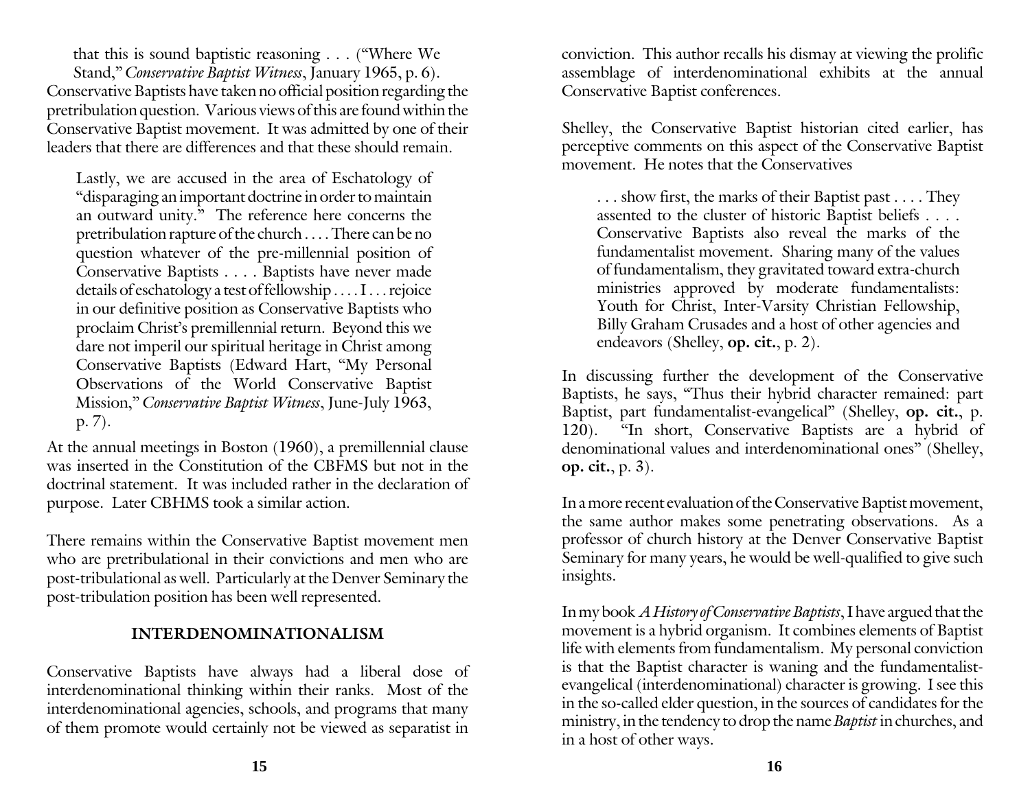that this is sound baptistic reasoning . . . ("Where We Stand," *Conservative Baptist Witness*, January 1965, p. 6).

Conservative Baptists have taken no official position regarding the pretribulation question. Various views of this are found within the Conservative Baptist movement. It was admitted by one of their leaders that there are differences and that these should remain.

> Lastly, we are accused in the area of Eschatology of "disparaging an important doctrine in order to maintain an outward unity." The reference here concerns the pretribulation rapture of the church . . . . There can be no question whatever of the pre-millennial position of Conservative Baptists . . . . Baptists have never made details of eschatology a test of fellowship . . . . I . . . rejoice in our definitive position as Conservative Baptists who proclaim Christ's premillennial return. Beyond this we dare not imperil our spiritual heritage in Christ among Conservative Baptists (Edward Hart, "My Personal Observations of the World Conservative Baptist Mission," *Conservative Baptist Witness*, June-July 1963, p. 7).

At the annual meetings in Boston (1960), a premillennial clause was inserted in the Constitution of the CBFMS but not in the doctrinal statement. It was included rather in the declaration of purpose. Later CBHMS took a similar action.

There remains within the Conservative Baptist movement men who are pretribulational in their convictions and men who are post-tribulational as well. Particularly at the Denver Seminary the post-tribulation position has been well represented.

## INTERDENOMINATIONALISM

Conservative Baptists have always had a liberal dose of interdenominational thinking within their ranks. Most of the interdenominational agencies, schools, and programs that many of them promote would certainly not be viewed as separatist in conviction. This author recalls his dismay at viewing the prolific assemblage of interdenominational exhibits at the annual Conservative Baptist conferences.

Shelley, the Conservative Baptist historian cited earlier, has perceptive comments on this aspect of the Conservative Baptist movement. He notes that the Conservatives

> . . . show first, the marks of their Baptist past . . . . They assented to the cluster of historic Baptist beliefs . . . . Conservative Baptists also reveal the marks of the fundamentalist movement. Sharing many of the values of fundamentalism, they gravitated toward extra-church ministries approved by moderate fundamentalists: Youth for Christ, Inter-Varsity Christian Fellowship, Billy Graham Crusades and a host of other agencies and endeavors (Shelley, **op. cit.**, p. 2).

In discussing further the development of the Conservative Baptists, he says, "Thus their hybrid character remained: part Baptist, part fundamentalist-evangelical" (Shelley, **op. cit.**, p. 120). "In short, Conservative Baptists are a hybrid of denominational values and interdenominational ones" (Shelley, **op. cit.**, p. 3).

In a more recent evaluation of the Conservative Baptist movement, the same author makes some penetrating observations. As a professor of church history at the Denver Conservative Baptist Seminary for many years, he would be well-qualified to give such insights.

In my book *A History of Conservative Baptists*, I have argued that the movement is a hybrid organism. It combines elements of Baptist life with elements from fundamentalism. My personal conviction is that the Baptist character is waning and the fundamentalist-evangelical (interdenominational) character is growing. I see this in the so-called elder question, in the sources of candidates for the ministry, in the tendency to drop the name *Baptist* in churches, and in a host of other ways.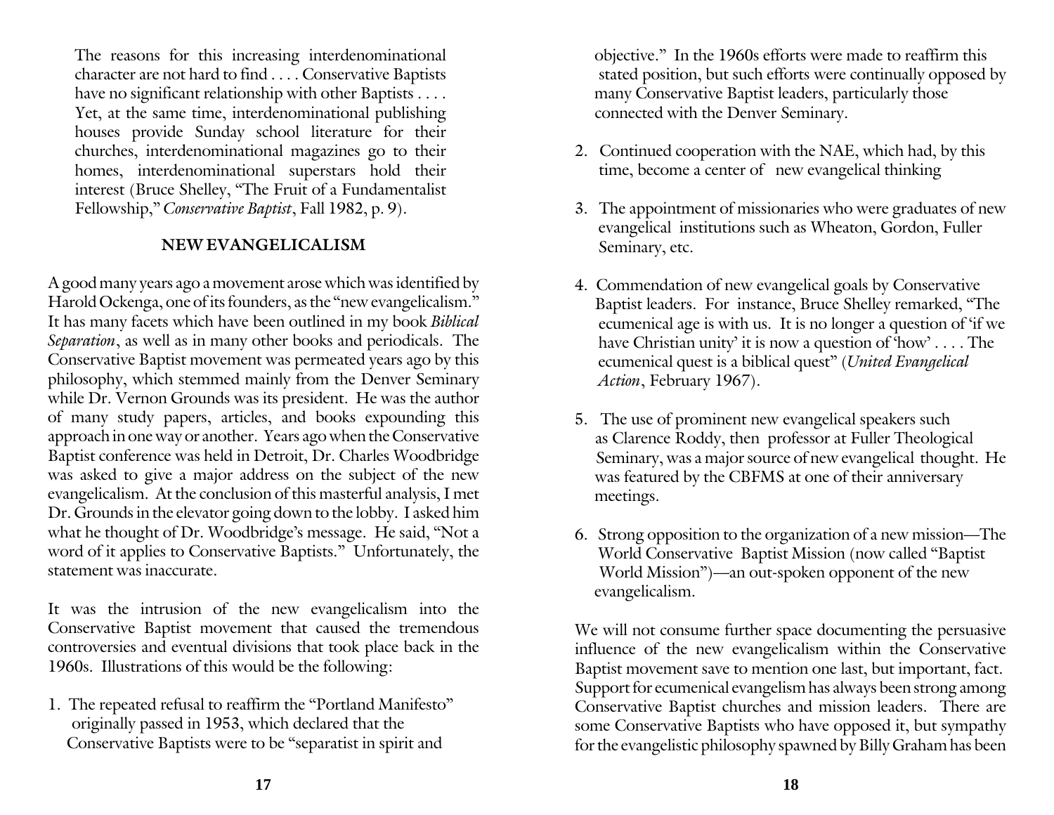> The reasons for this increasing interdenominational character are not hard to find . . . . Conservative Baptists have no significant relationship with other Baptists . . . . Yet, at the same time, interdenominational publishing houses provide Sunday school literature for their churches, interdenominational magazines go to their homes, interdenominational superstars hold their interest (Bruce Shelley, "The Fruit of a Fundamentalist Fellowship," *Conservative Baptist*, Fall 1982, p. 9).

## NEW EVANGELICALISM

A good many years ago a movement arose which was identified by Harold Ockenga, one of its founders, as the "new evangelicalism." It has many facets which have been outlined in my book *Biblical Separation*, as well as in many other books and periodicals. The Conservative Baptist movement was permeated years ago by this philosophy, which stemmed mainly from the Denver Seminary while Dr. Vernon Grounds was its president. He was the author of many study papers, articles, and books expounding this approach in one way or another. Years ago when the Conservative Baptist conference was held in Detroit, Dr. Charles Woodbridge was asked to give a major address on the subject of the new evangelicalism. At the conclusion of this masterful analysis, I met Dr. Grounds in the elevator going down to the lobby. I asked him what he thought of Dr. Woodbridge's message. He said, "Not a word of it applies to Conservative Baptists." Unfortunately, the statement was inaccurate.

It was the intrusion of the new evangelicalism into the Conservative Baptist movement that caused the tremendous controversies and eventual divisions that took place back in the 1960s. Illustrations of this would be the following:

1. The repeated refusal to reaffirm the "Portland Manifesto" originally passed in 1953, which declared that the Conservative Baptists were to be "separatist in spirit and objective." In the 1960s efforts were made to reaffirm this stated position, but such efforts were continually opposed by many Conservative Baptist leaders, particularly those connected with the Denver Seminary.

2. Continued cooperation with the NAE, which had, by this time, become a center of new evangelical thinking

3. The appointment of missionaries who were graduates of new evangelical institutions such as Wheaton, Gordon, Fuller Seminary, etc.

4. Commendation of new evangelical goals by Conservative Baptist leaders. For instance, Bruce Shelley remarked, "The ecumenical age is with us. It is no longer a question of 'if we have Christian unity' it is now a question of 'how' . . . . The ecumenical quest is a biblical quest" (*United Evangelical Action*, February 1967).

5. The use of prominent new evangelical speakers such as Clarence Roddy, then professor at Fuller Theological Seminary, was a major source of new evangelical thought. He was featured by the CBFMS at one of their anniversary meetings.

6. Strong opposition to the organization of a new mission—The World Conservative Baptist Mission (now called "Baptist World Mission")—an out-spoken opponent of the new evangelicalism.

We will not consume further space documenting the persuasive influence of the new evangelicalism within the Conservative Baptist movement save to mention one last, but important, fact. Support for ecumenical evangelism has always been strong among Conservative Baptist churches and mission leaders. There are some Conservative Baptists who have opposed it, but sympathy for the evangelistic philosophy spawned by Billy Graham has been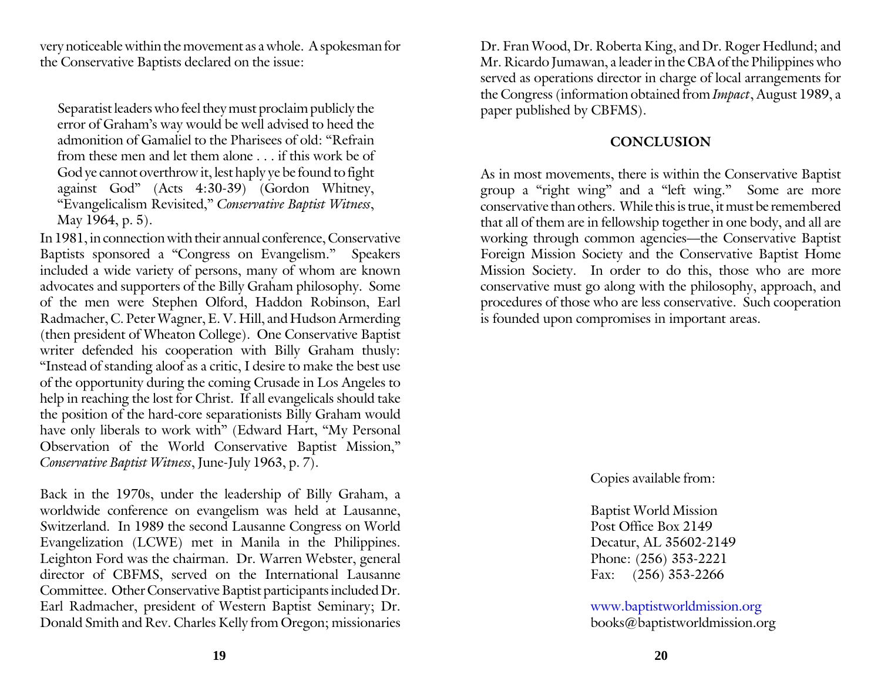very noticeable within the movement as a whole. A spokesman for the Conservative Baptists declared on the issue:

> Separatist leaders who feel they must proclaim publicly the error of Graham's way would be well advised to heed the admonition of Gamaliel to the Pharisees of old: "Refrain from these men and let them alone . . . if this work be of God ye cannot overthrow it, lest haply ye be found to fight against God" (Acts 4:30-39) (Gordon Whitney, "Evangelicalism Revisited," *Conservative Baptist Witness*, May 1964, p. 5).

In 1981, in connection with their annual conference, Conservative Baptists sponsored a "Congress on Evangelism." Speakers included a wide variety of persons, many of whom are known advocates and supporters of the Billy Graham philosophy. Some of the men were Stephen Olford, Haddon Robinson, Earl Radmacher, C. Peter Wagner, E. V. Hill, and Hudson Armerding (then president of Wheaton College). One Conservative Baptist writer defended his cooperation with Billy Graham thusly: "Instead of standing aloof as a critic, I desire to make the best use of the opportunity during the coming Crusade in Los Angeles to help in reaching the lost for Christ. If all evangelicals should take the position of the hard-core separationists Billy Graham would have only liberals to work with" (Edward Hart, "My Personal Observation of the World Conservative Baptist Mission," *Conservative Baptist Witness*, June-July 1963, p. 7).

Back in the 1970s, under the leadership of Billy Graham, a worldwide conference on evangelism was held at Lausanne, Switzerland. In 1989 the second Lausanne Congress on World Evangelization (LCWE) met in Manila in the Philippines. Leighton Ford was the chairman. Dr. Warren Webster, general director of CBFMS, served on the International Lausanne Committee. Other Conservative Baptist participants included Dr. Earl Radmacher, president of Western Baptist Seminary; Dr. Donald Smith and Rev. Charles Kelly from Oregon; missionaries Dr. Fran Wood, Dr. Roberta King, and Dr. Roger Hedlund; and Mr. Ricardo Jumawan, a leader in the CBA of the Philippines who served as operations director in charge of local arrangements for the Congress (information obtained from *Impact*, August 1989, a paper published by CBFMS).

## CONCLUSION

As in most movements, there is within the Conservative Baptist group a "right wing" and a "left wing." Some are more conservative than others. While this is true, it must be remembered that all of them are in fellowship together in one body, and all are working through common agencies—the Conservative Baptist Foreign Mission Society and the Conservative Baptist Home Mission Society. In order to do this, those who are more conservative must go along with the philosophy, approach, and procedures of those who are less conservative. Such cooperation is founded upon compromises in important areas.

Copies available from:

Baptist World Mission
Post Office Box 2149
Decatur, AL 35602-2149
Phone: (256) 353-2221
Fax: (256) 353-2266

www.baptistworldmission.org
books@baptistworldmission.org